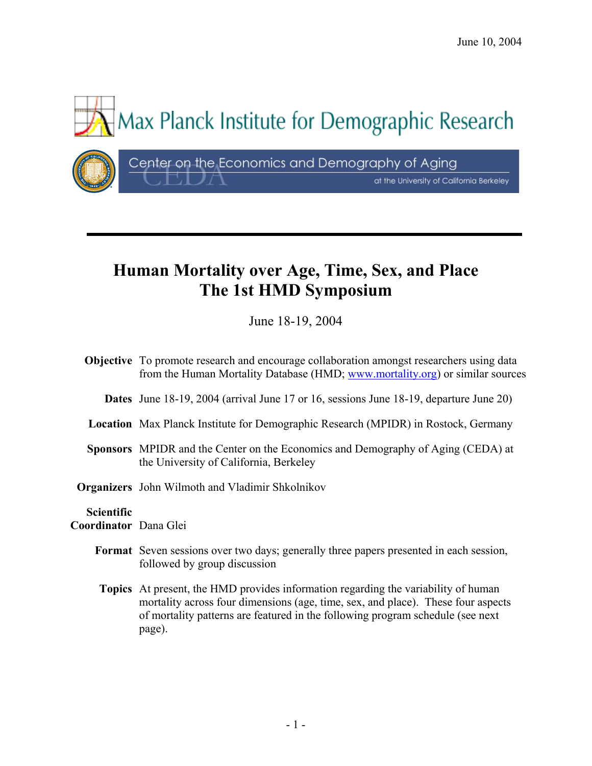June 10, 2004

Max Planck Institute for Demographic Research

Center on the Economics and Demography of Aging at the University of California Berkeley

---

# Human Mortality over Age, Time, Sex, and Place
# The 1st HMD Symposium

June 18-19, 2004

**Objective** To promote research and encourage collaboration amongst researchers using data from the Human Mortality Database (HMD; www.mortality.org) or similar sources

**Dates** June 18-19, 2004 (arrival June 17 or 16, sessions June 18-19, departure June 20)

**Location** Max Planck Institute for Demographic Research (MPIDR) in Rostock, Germany

**Sponsors** MPIDR and the Center on the Economics and Demography of Aging (CEDA) at the University of California, Berkeley

**Organizers** John Wilmoth and Vladimir Shkolnikov

**Scientific Coordinator** Dana Glei

**Format** Seven sessions over two days; generally three papers presented in each session, followed by group discussion

**Topics** At present, the HMD provides information regarding the variability of human mortality across four dimensions (age, time, sex, and place). These four aspects of mortality patterns are featured in the following program schedule (see next page).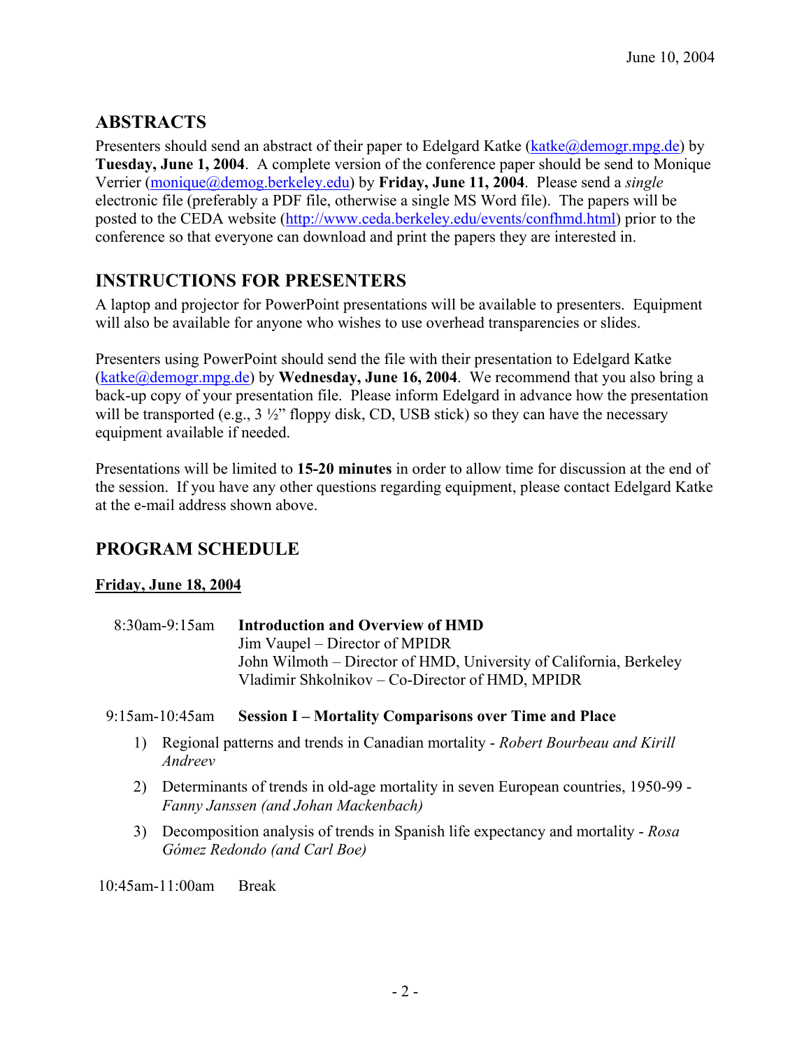June 10, 2004

## ABSTRACTS

Presenters should send an abstract of their paper to Edelgard Katke (katke@demogr.mpg.de) by **Tuesday, June 1, 2004**. A complete version of the conference paper should be send to Monique Verrier (monique@demog.berkeley.edu) by **Friday, June 11, 2004**. Please send a *single* electronic file (preferably a PDF file, otherwise a single MS Word file). The papers will be posted to the CEDA website (http://www.ceda.berkeley.edu/events/confhmd.html) prior to the conference so that everyone can download and print the papers they are interested in.

## INSTRUCTIONS FOR PRESENTERS

A laptop and projector for PowerPoint presentations will be available to presenters. Equipment will also be available for anyone who wishes to use overhead transparencies or slides.

Presenters using PowerPoint should send the file with their presentation to Edelgard Katke (katke@demogr.mpg.de) by **Wednesday, June 16, 2004**. We recommend that you also bring a back-up copy of your presentation file. Please inform Edelgard in advance how the presentation will be transported (e.g., 3 ½" floppy disk, CD, USB stick) so they can have the necessary equipment available if needed.

Presentations will be limited to **15-20 minutes** in order to allow time for discussion at the end of the session. If you have any other questions regarding equipment, please contact Edelgard Katke at the e-mail address shown above.

## PROGRAM SCHEDULE

**Friday, June 18, 2004**

8:30am-9:15am **Introduction and Overview of HMD**
Jim Vaupel – Director of MPIDR
John Wilmoth – Director of HMD, University of California, Berkeley
Vladimir Shkolnikov – Co-Director of HMD, MPIDR

9:15am-10:45am **Session I – Mortality Comparisons over Time and Place**

1) Regional patterns and trends in Canadian mortality - *Robert Bourbeau and Kirill Andreev*
2) Determinants of trends in old-age mortality in seven European countries, 1950-99 - *Fanny Janssen (and Johan Mackenbach)*
3) Decomposition analysis of trends in Spanish life expectancy and mortality - *Rosa Gómez Redondo (and Carl Boe)*

10:45am-11:00am Break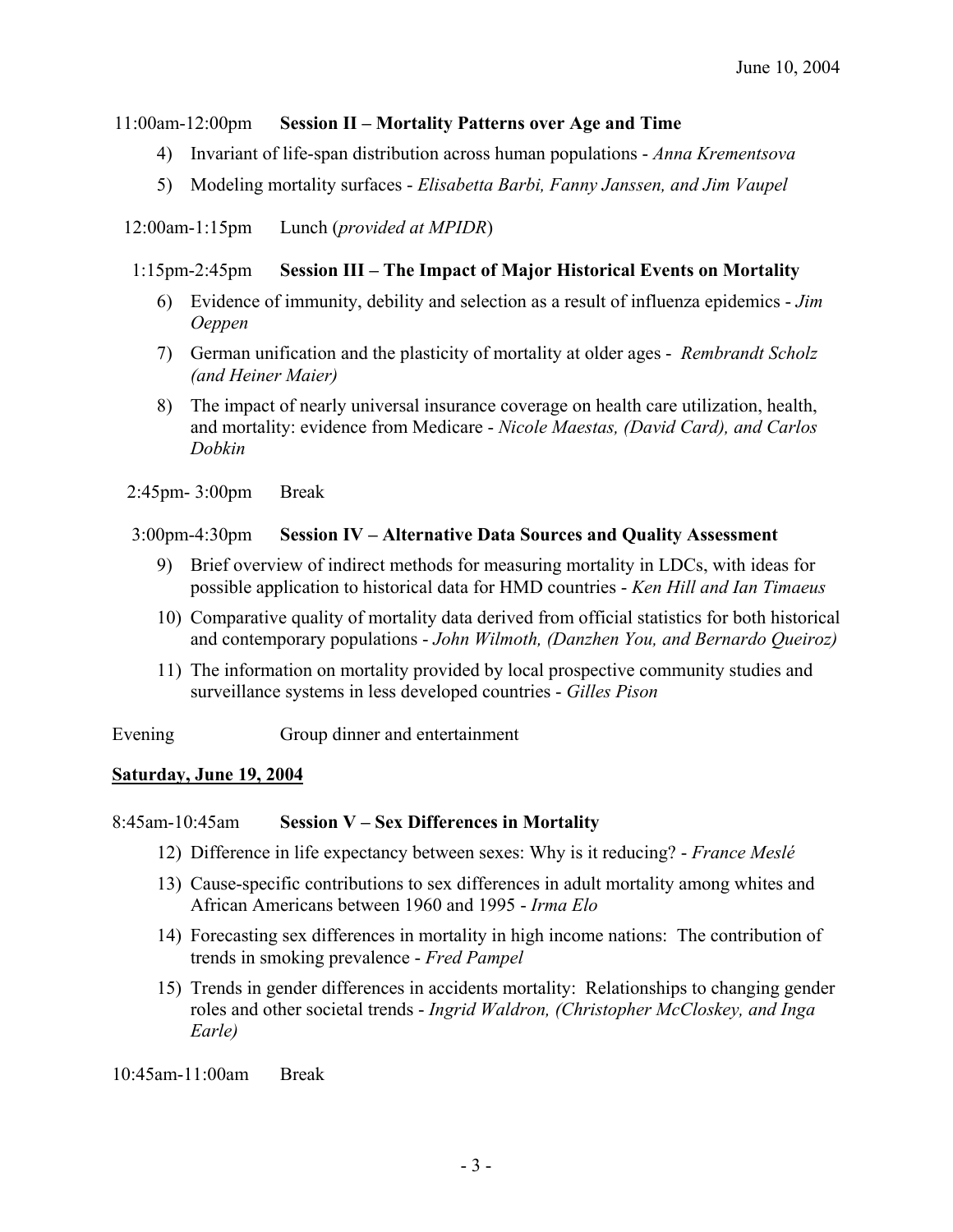June 10, 2004

11:00am-12:00pm **Session II – Mortality Patterns over Age and Time**

4) Invariant of life-span distribution across human populations - *Anna Krementsova*
5) Modeling mortality surfaces - *Elisabetta Barbi, Fanny Janssen, and Jim Vaupel*

12:00am-1:15pm Lunch (*provided at MPIDR*)

1:15pm-2:45pm **Session III – The Impact of Major Historical Events on Mortality**

6) Evidence of immunity, debility and selection as a result of influenza epidemics - *Jim Oeppen*
7) German unification and the plasticity of mortality at older ages - *Rembrandt Scholz (and Heiner Maier)*
8) The impact of nearly universal insurance coverage on health care utilization, health, and mortality: evidence from Medicare - *Nicole Maestas, (David Card), and Carlos Dobkin*

2:45pm- 3:00pm Break

3:00pm-4:30pm **Session IV – Alternative Data Sources and Quality Assessment**

9) Brief overview of indirect methods for measuring mortality in LDCs, with ideas for possible application to historical data for HMD countries - *Ken Hill and Ian Timaeus*
10) Comparative quality of mortality data derived from official statistics for both historical and contemporary populations - *John Wilmoth, (Danzhen You, and Bernardo Queiroz)*
11) The information on mortality provided by local prospective community studies and surveillance systems in less developed countries - *Gilles Pison*

Evening Group dinner and entertainment

**Saturday, June 19, 2004**

8:45am-10:45am **Session V – Sex Differences in Mortality**

12) Difference in life expectancy between sexes: Why is it reducing? - *France Meslé*
13) Cause-specific contributions to sex differences in adult mortality among whites and African Americans between 1960 and 1995 - *Irma Elo*
14) Forecasting sex differences in mortality in high income nations: The contribution of trends in smoking prevalence - *Fred Pampel*
15) Trends in gender differences in accidents mortality: Relationships to changing gender roles and other societal trends - *Ingrid Waldron, (Christopher McCloskey, and Inga Earle)*

10:45am-11:00am Break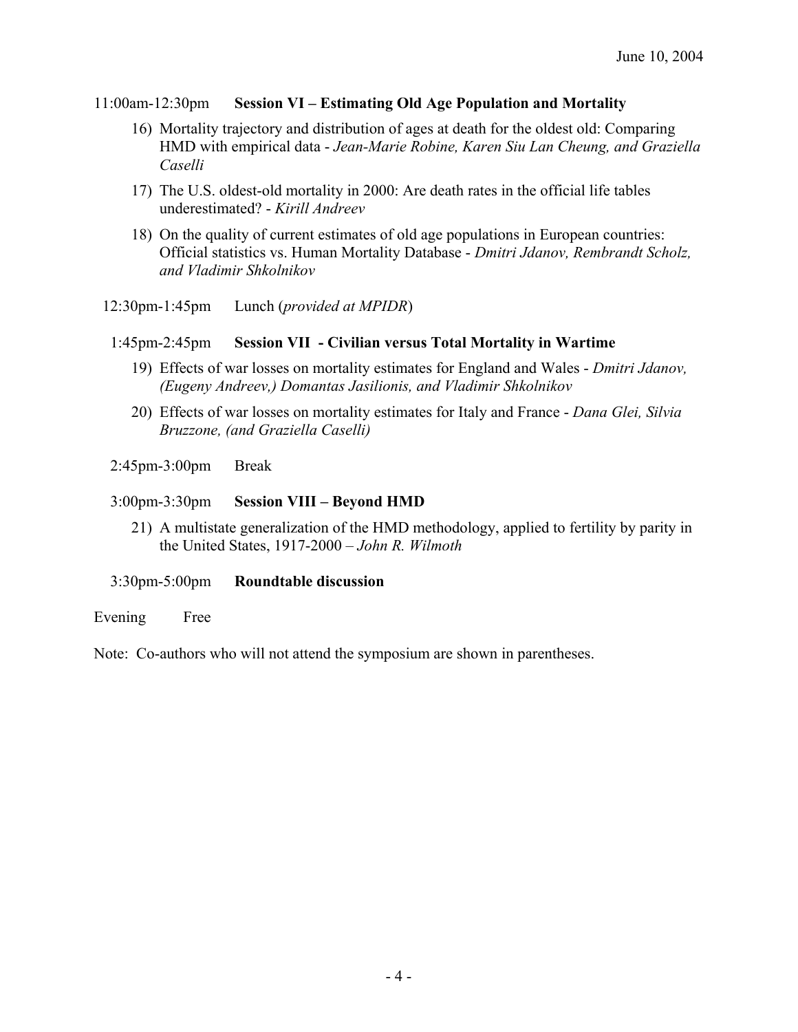June 10, 2004

11:00am-12:30pm **Session VI – Estimating Old Age Population and Mortality**

16) Mortality trajectory and distribution of ages at death for the oldest old: Comparing HMD with empirical data - *Jean-Marie Robine, Karen Siu Lan Cheung, and Graziella Caselli*
17) The U.S. oldest-old mortality in 2000: Are death rates in the official life tables underestimated? - *Kirill Andreev*
18) On the quality of current estimates of old age populations in European countries: Official statistics vs. Human Mortality Database - *Dmitri Jdanov, Rembrandt Scholz, and Vladimir Shkolnikov*

12:30pm-1:45pm Lunch (*provided at MPIDR*)

1:45pm-2:45pm **Session VII - Civilian versus Total Mortality in Wartime**

19) Effects of war losses on mortality estimates for England and Wales - *Dmitri Jdanov, (Eugeny Andreev,) Domantas Jasilionis, and Vladimir Shkolnikov*
20) Effects of war losses on mortality estimates for Italy and France - *Dana Glei, Silvia Bruzzone, (and Graziella Caselli)*

2:45pm-3:00pm Break

3:00pm-3:30pm **Session VIII – Beyond HMD**

21) A multistate generalization of the HMD methodology, applied to fertility by parity in the United States, 1917-2000 – *John R. Wilmoth*

3:30pm-5:00pm **Roundtable discussion**

Evening Free

Note: Co-authors who will not attend the symposium are shown in parentheses.